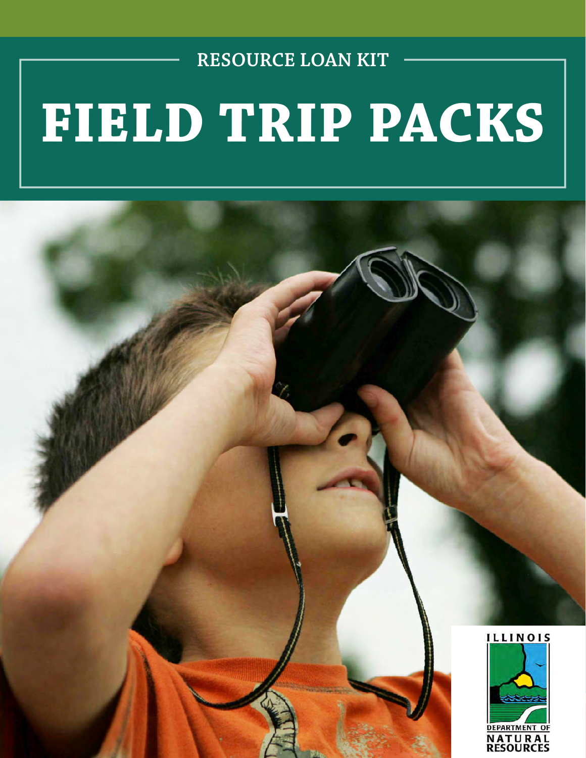RESOURCE LOAN KIT

# FIELD TRIP PACKS

ILLINOIS DEPARTMENT OF NATURAL RESOURCES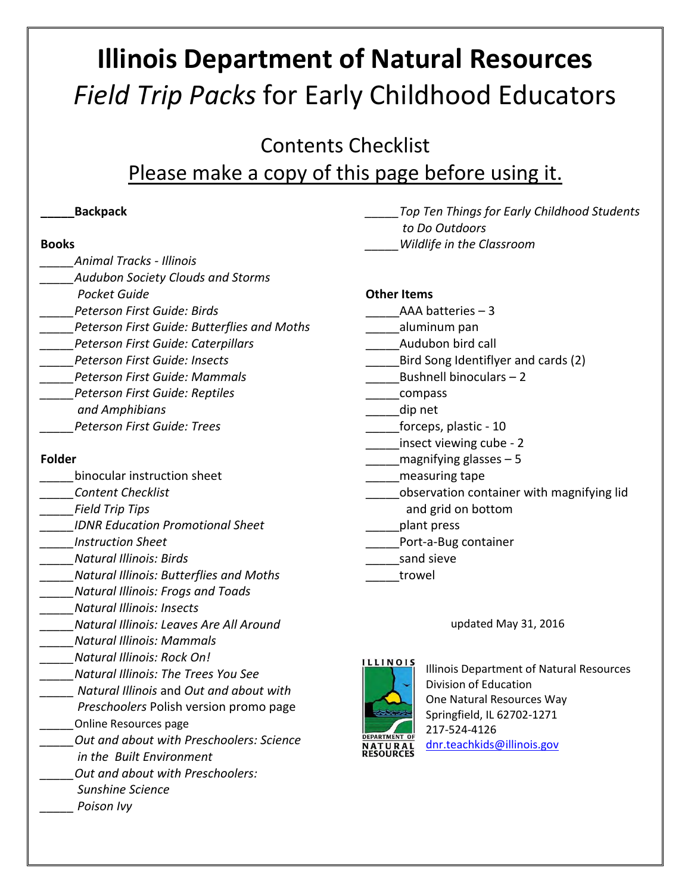# Illinois Department of Natural Resources

## *Field Trip Packs* for Early Childhood Educators

### Contents Checklist

Please make a copy of this page before using it.

_____**Backpack**

**Books**

_____*Animal Tracks - Illinois*
_____*Audubon Society Clouds and Storms Pocket Guide*
_____*Peterson First Guide: Birds*
_____*Peterson First Guide: Butterflies and Moths*
_____*Peterson First Guide: Caterpillars*
_____*Peterson First Guide: Insects*
_____*Peterson First Guide: Mammals*
_____*Peterson First Guide: Reptiles and Amphibians*
_____*Peterson First Guide: Trees*

**Folder**

_____binocular instruction sheet
_____*Content Checklist*
_____*Field Trip Tips*
_____*IDNR Education Promotional Sheet*
_____*Instruction Sheet*
_____*Natural Illinois: Birds*
_____*Natural Illinois: Butterflies and Moths*
_____*Natural Illinois: Frogs and Toads*
_____*Natural Illinois: Insects*
_____*Natural Illinois: Leaves Are All Around*
_____*Natural Illinois: Mammals*
_____*Natural Illinois: Rock On!*
_____*Natural Illinois: The Trees You See*
_____ *Natural Illinois* and *Out and about with Preschoolers* Polish version promo page
_____Online Resources page
_____*Out and about with Preschoolers: Science in the Built Environment*
_____*Out and about with Preschoolers: Sunshine Science*
_____ *Poison Ivy*
_____*Top Ten Things for Early Childhood Students to Do Outdoors*
_____*Wildlife in the Classroom*

**Other Items**

_____AAA batteries – 3
_____aluminum pan
_____Audubon bird call
_____Bird Song Identiflyer and cards (2)
_____Bushnell binoculars – 2
_____compass
_____dip net
_____forceps, plastic - 10
_____insect viewing cube - 2
_____magnifying glasses – 5
_____measuring tape
_____observation container with magnifying lid and grid on bottom
_____plant press
_____Port-a-Bug container
_____sand sieve
_____trowel

updated May 31, 2016

Illinois Department of Natural Resources
Division of Education
One Natural Resources Way
Springfield, IL 62702-1271
217-524-4126
dnr.teachkids@illinois.gov